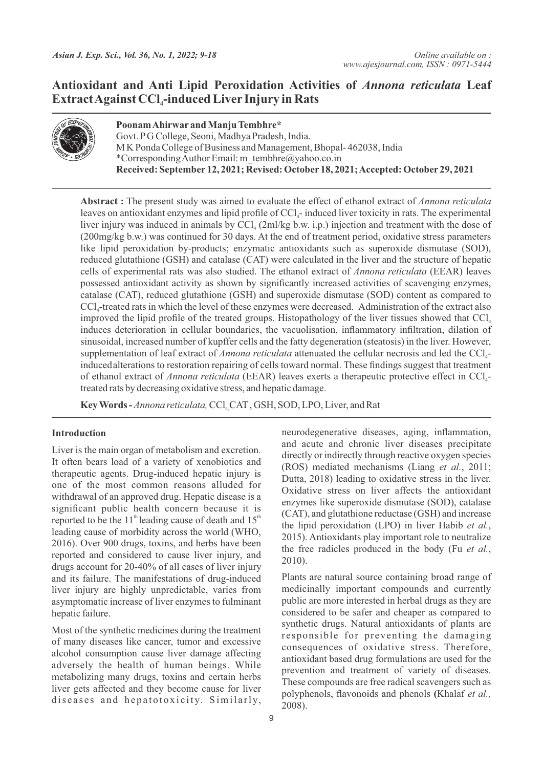# Antioxidant and Anti Lipid Peroxidation Activities of *Annona reticulata* Leaf Extract Against $CCl_4$-induced Liver Injury in Rats

**Poonam Ahirwar and Manju Tembhre***

Govt. P G College, Seoni, Madhya Pradesh, India.

M K Ponda College of Business and Management, Bhopal- 462038, India

*Corresponding Author Email: m_tembhre@yahoo.co.in

**Received: September 12, 2021; Revised: October 18, 2021; Accepted: October 29, 2021**

**Abstract :** The present study was aimed to evaluate the effect of ethanol extract of *Annona reticulata* leaves on antioxidant enzymes and lipid profile of $CCl_4$- induced liver toxicity in rats. The experimental liver injury was induced in animals by $CCl_4$ (2ml/kg b.w. i.p.) injection and treatment with the dose of (200mg/kg b.w.) was continued for 30 days. At the end of treatment period, oxidative stress parameters like lipid peroxidation by-products; enzymatic antioxidants such as superoxide dismutase (SOD), reduced glutathione (GSH) and catalase (CAT) were calculated in the liver and the structure of hepatic cells of experimental rats was also studied. The ethanol extract of *Annona reticulata* (EEAR) leaves possessed antioxidant activity as shown by significantly increased activities of scavenging enzymes, catalase (CAT), reduced glutathione (GSH) and superoxide dismutase (SOD) content as compared to $CCl_4$-treated rats in which the level of these enzymes were decreased. Administration of the extract also improved the lipid profile of the treated groups. Histopathology of the liver tissues showed that $CCl_4$ induces deterioration in cellular boundaries, the vacuolisation, inflammatory infiltration, dilation of sinusoidal, increased number of kupffer cells and the fatty degeneration (steatosis) in the liver. However, supplementation of leaf extract of *Annona reticulata* attenuated the cellular necrosis and led the $CCl_4$-induced alterations to restoration repairing of cells toward normal. These findings suggest that treatment of ethanol extract of *Annona reticulata* (EEAR) leaves exerts a therapeutic protective effect in $CCl_4$-treated rats by decreasing oxidative stress, and hepatic damage.

**Key Words -** *Annona reticulata,* $CCl_4$, CAT , GSH, SOD, LPO, Liver, and Rat

## Introduction

Liver is the main organ of metabolism and excretion. It often bears load of a variety of xenobiotics and therapeutic agents. Drug-induced hepatic injury is one of the most common reasons alluded for withdrawal of an approved drug. Hepatic disease is a significant public health concern because it is reported to be the 11th leading cause of death and 15th leading cause of morbidity across the world (WHO, 2016). Over 900 drugs, toxins, and herbs have been reported and considered to cause liver injury, and drugs account for 20-40% of all cases of liver injury and its failure. The manifestations of drug-induced liver injury are highly unpredictable, varies from asymptomatic increase of liver enzymes to fulminant hepatic failure.

Most of the synthetic medicines during the treatment of many diseases like cancer, tumor and excessive alcohol consumption cause liver damage affecting adversely the health of human beings. While metabolizing many drugs, toxins and certain herbs liver gets affected and they become cause for liver diseases and hepatotoxicity. Similarly, neurodegenerative diseases, aging, inflammation, and acute and chronic liver diseases precipitate directly or indirectly through reactive oxygen species (ROS) mediated mechanisms (Liang *et al.*, 2011; Dutta, 2018) leading to oxidative stress in the liver. Oxidative stress on liver affects the antioxidant enzymes like superoxide dismutase (SOD), catalase (CAT), and glutathione reductase (GSH) and increase the lipid peroxidation (LPO) in liver Habib *et al.*, 2015). Antioxidants play important role to neutralize the free radicles produced in the body (Fu *et al.*, 2010).

Plants are natural source containing broad range of medicinally important compounds and currently public are more interested in herbal drugs as they are considered to be safer and cheaper as compared to synthetic drugs. Natural antioxidants of plants are responsible for preventing the damaging consequences of oxidative stress. Therefore, antioxidant based drug formulations are used for the prevention and treatment of variety of diseases. These compounds are free radical scavengers such as polyphenols, flavonoids and phenols (Khalaf *et al.,* 2008).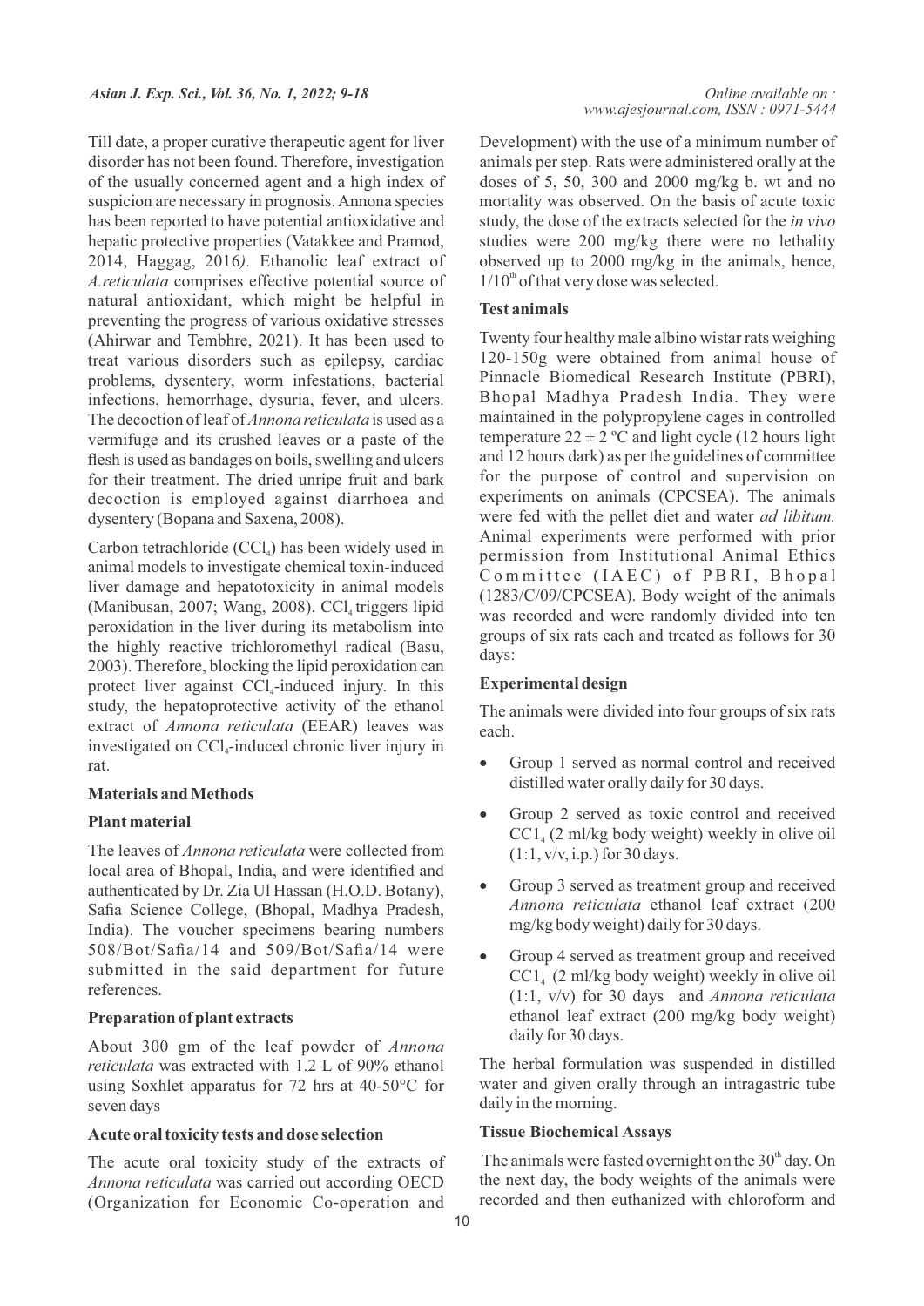Till date, a proper curative therapeutic agent for liver disorder has not been found. Therefore, investigation of the usually concerned agent and a high index of suspicion are necessary in prognosis. Annona species has been reported to have potential antioxidative and hepatic protective properties (Vatakkee and Pramod, 2014, Haggag, 2016*).* Ethanolic leaf extract of *A.reticulata* comprises effective potential source of natural antioxidant, which might be helpful in preventing the progress of various oxidative stresses (Ahirwar and Tembhre, 2021). It has been used to treat various disorders such as epilepsy, cardiac problems, dysentery, worm infestations, bacterial infections, hemorrhage, dysuria, fever, and ulcers. The decoction of leaf of *Annona reticulata* is used as a vermifuge and its crushed leaves or a paste of the flesh is used as bandages on boils, swelling and ulcers for their treatment. The dried unripe fruit and bark decoction is employed against diarrhoea and dysentery (Bopana and Saxena, 2008).

Carbon tetrachloride ($CCl_4$) has been widely used in animal models to investigate chemical toxin-induced liver damage and hepatotoxicity in animal models (Manibusan, 2007; Wang, 2008). $CCl_4$ triggers lipid peroxidation in the liver during its metabolism into the highly reactive trichloromethyl radical (Basu, 2003). Therefore, blocking the lipid peroxidation can protect liver against $CCl_4$-induced injury. In this study, the hepatoprotective activity of the ethanol extract of *Annona reticulata* (EEAR) leaves was investigated on $CCl_4$-induced chronic liver injury in rat.

## Materials and Methods

### Plant material

The leaves of *Annona reticulata* were collected from local area of Bhopal, India, and were identified and authenticated by Dr. Zia Ul Hassan (H.O.D. Botany), Safia Science College, (Bhopal, Madhya Pradesh, India). The voucher specimens bearing numbers 508/Bot/Safia/14 and 509/Bot/Safia/14 were submitted in the said department for future references.

### Preparation of plant extracts

About 300 gm of the leaf powder of *Annona reticulata* was extracted with 1.2 L of 90% ethanol using Soxhlet apparatus for 72 hrs at 40-50°C for seven days

### Acute oral toxicity tests and dose selection

The acute oral toxicity study of the extracts of *Annona reticulata* was carried out according OECD (Organization for Economic Co-operation and Development) with the use of a minimum number of animals per step. Rats were administered orally at the doses of 5, 50, 300 and 2000 mg/kg b. wt and no mortality was observed. On the basis of acute toxic study, the dose of the extracts selected for the *in vivo* studies were 200 mg/kg there were no lethality observed up to 2000 mg/kg in the animals, hence, $1/10^{th}$ of that very dose was selected.

### Test animals

Twenty four healthy male albino wistar rats weighing 120-150g were obtained from animal house of Pinnacle Biomedical Research Institute (PBRI), Bhopal Madhya Pradesh India. They were maintained in the polypropylene cages in controlled temperature 22 ± 2 ºC and light cycle (12 hours light and 12 hours dark) as per the guidelines of committee for the purpose of control and supervision on experiments on animals (CPCSEA). The animals were fed with the pellet diet and water *ad libitum.* Animal experiments were performed with prior permission from Institutional Animal Ethics Committee (IAEC) of PBRI, Bhopal (1283/C/09/CPCSEA). Body weight of the animals was recorded and were randomly divided into ten groups of six rats each and treated as follows for 30 days:

### Experimental design

The animals were divided into four groups of six rats each.

- Group 1 served as normal control and received distilled water orally daily for 30 days.
- Group 2 served as toxic control and received $CC1_4$ (2 ml/kg body weight) weekly in olive oil (1:1, v/v, i.p.) for 30 days.
- Group 3 served as treatment group and received *Annona reticulata* ethanol leaf extract (200 mg/kg body weight) daily for 30 days.
- Group 4 served as treatment group and received $CC1_4$ (2 ml/kg body weight) weekly in olive oil (1:1, v/v) for 30 days and *Annona reticulata* ethanol leaf extract (200 mg/kg body weight) daily for 30 days.

The herbal formulation was suspended in distilled water and given orally through an intragastric tube daily in the morning.

### Tissue Biochemical Assays

The animals were fasted overnight on the $30^{th}$ day. On the next day, the body weights of the animals were recorded and then euthanized with chloroform and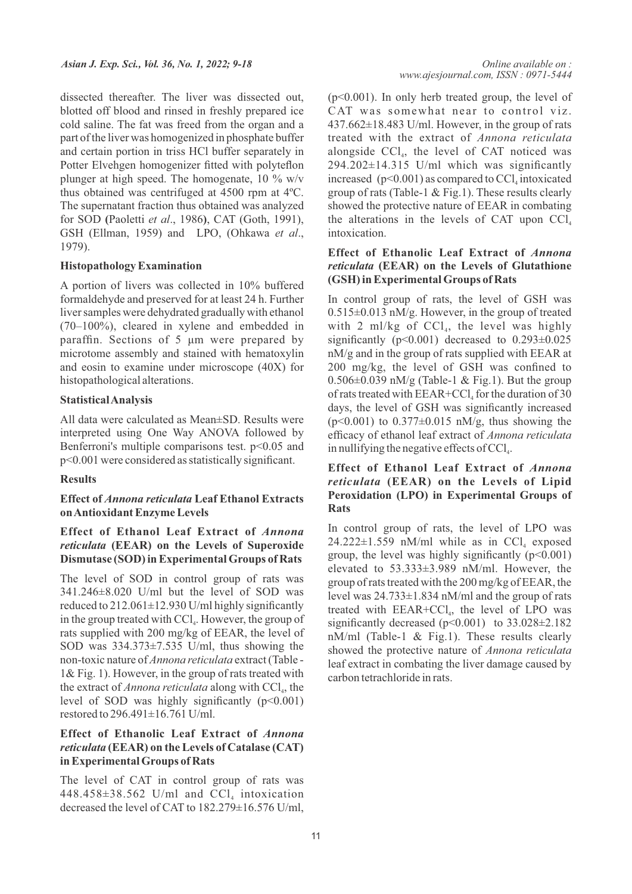dissected thereafter. The liver was dissected out, blotted off blood and rinsed in freshly prepared ice cold saline. The fat was freed from the organ and a part of the liver was homogenized in phosphate buffer and certain portion in triss HCl buffer separately in Potter Elvehgen homogenizer fitted with polyteflon plunger at high speed. The homogenate, 10 % w/v thus obtained was centrifuged at 4500 rpm at 4ºC. The supernatant fraction thus obtained was analyzed for SOD (Paoletti *et al*., 1986), CAT (Goth, 1991), GSH (Ellman, 1959) and LPO, (Ohkawa *et al*., 1979).

### Histopathology Examination

A portion of livers was collected in 10% buffered formaldehyde and preserved for at least 24 h. Further liver samples were dehydrated gradually with ethanol (70–100%), cleared in xylene and embedded in paraffin. Sections of 5 µm were prepared by microtome assembly and stained with hematoxylin and eosin to examine under microscope (40X) for histopathological alterations.

### Statistical Analysis

All data were calculated as Mean±SD. Results were interpreted using One Way ANOVA followed by Benferroni's multiple comparisons test. $p<0.05$ and $p<0.001$ were considered as statistically significant.

## Results

### Effect of *Annona reticulata* Leaf Ethanol Extracts on Antioxidant Enzyme Levels

#### Effect of Ethanol Leaf Extract of *Annona reticulata* (EEAR) on the Levels of Superoxide Dismutase (SOD) in Experimental Groups of Rats

The level of SOD in control group of rats was 341.246±8.020 U/ml but the level of SOD was reduced to 212.061±12.930 U/ml highly significantly in the group treated with $CCl_4$. However, the group of rats supplied with 200 mg/kg of EEAR, the level of SOD was 334.373±7.535 U/ml, thus showing the non-toxic nature of *Annona reticulata* extract (Table - 1& Fig. 1). However, in the group of rats treated with the extract of *Annona reticulata* along with $CCl_4$, the level of SOD was highly significantly ($p<0.001$) restored to 296.491±16.761 U/ml.

#### Effect of Ethanolic Leaf Extract of *Annona reticulata* (EEAR) on the Levels of Catalase (CAT) in Experimental Groups of Rats

The level of CAT in control group of rats was 448.458±38.562 U/ml and $CCl_4$ intoxication decreased the level of CAT to 182.279±16.576 U/ml, ($p<0.001$). In only herb treated group, the level of CAT was somewhat near to control viz. 437.662±18.483 U/ml. However, in the group of rats treated with the extract of *Annona reticulata* alongside $CCl_4$, the level of CAT noticed was 294.202±14.315 U/ml which was significantly increased ($p<0.001$) as compared to $CCl_4$ intoxicated group of rats (Table-1 & Fig.1). These results clearly showed the protective nature of EEAR in combating the alterations in the levels of CAT upon $CCl_4$ intoxication.

#### Effect of Ethanolic Leaf Extract of *Annona reticulata* (EEAR) on the Levels of Glutathione (GSH) in Experimental Groups of Rats

In control group of rats, the level of GSH was 0.515±0.013 nM/g. However, in the group of treated with 2 ml/kg of $CCl_4$, the level was highly significantly ($p<0.001$) decreased to 0.293±0.025 nM/g and in the group of rats supplied with EEAR at 200 mg/kg, the level of GSH was confined to 0.506±0.039 nM/g (Table-1 & Fig.1). But the group of rats treated with EEAR+$CCl_4$ for the duration of 30 days, the level of GSH was significantly increased ($p<0.001$) to 0.377±0.015 nM/g, thus showing the efficacy of ethanol leaf extract of *Annona reticulata* in nullifying the negative effects of $CCl_4$.

#### Effect of Ethanol Leaf Extract of *Annona reticulata* (EEAR) on the Levels of Lipid Peroxidation (LPO) in Experimental Groups of Rats

In control group of rats, the level of LPO was 24.222±1.559 nM/ml while as in $CCl_4$ exposed group, the level was highly significantly ($p<0.001$) elevated to 53.333±3.989 nM/ml. However, the group of rats treated with the 200 mg/kg of EEAR, the level was 24.733±1.834 nM/ml and the group of rats treated with EEAR+$CCl_4$, the level of LPO was significantly decreased ($p<0.001$) to 33.028±2.182 nM/ml (Table-1 & Fig.1). These results clearly showed the protective nature of *Annona reticulata* leaf extract in combating the liver damage caused by carbon tetrachloride in rats.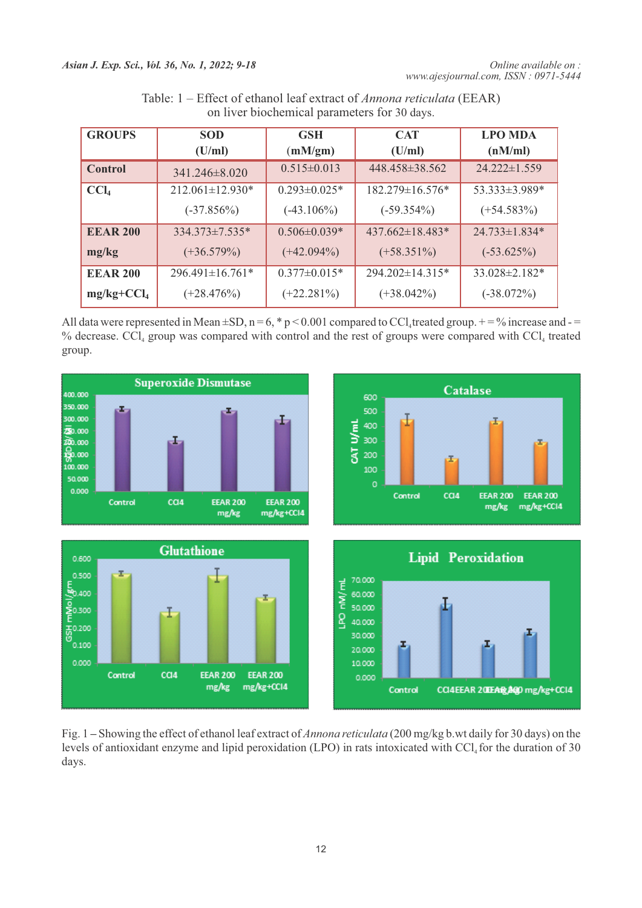Table: 1 – Effect of ethanol leaf extract of *Annona reticulata* (EEAR) on liver biochemical parameters for 30 days.

| GROUPS | SOD (U/ml) | GSH (mM/gm) | CAT (U/ml) | LPO MDA (nM/ml) |
|---|---|---|---|---|
| Control | 341.246±8.020 | 0.515±0.013 | 448.458±38.562 | 24.222±1.559 |
| $CCl_4$ | 212.061±12.930* (-37.856%) | 0.293±0.025* (-43.106%) | 182.279±16.576* (-59.354%) | 53.333±3.989* (+54.583%) |
| EEAR 200 mg/kg | 334.373±7.535* (+36.579%) | 0.506±0.039* (+42.094%) | 437.662±18.483* (+58.351%) | 24.733±1.834* (-53.625%) |
| EEAR 200 mg/kg+$CCl_4$ | 296.491±16.761* (+28.476%) | 0.377±0.015* (+22.281%) | 294.202±14.315* (+38.042%) | 33.028±2.182* (-38.072%) |

All data were represented in Mean ±SD, n = 6, * $p < 0.001$ compared to $CCl_4$ treated group. + = % increase and - = % decrease. $CCl_4$ group was compared with control and the rest of groups were compared with $CCl_4$ treated group.

Fig. 1 – Showing the effect of ethanol leaf extract of *Annona reticulata* (200 mg/kg b.wt daily for 30 days) on the levels of antioxidant enzyme and lipid peroxidation (LPO) in rats intoxicated with $CCl_4$ for the duration of 30 days.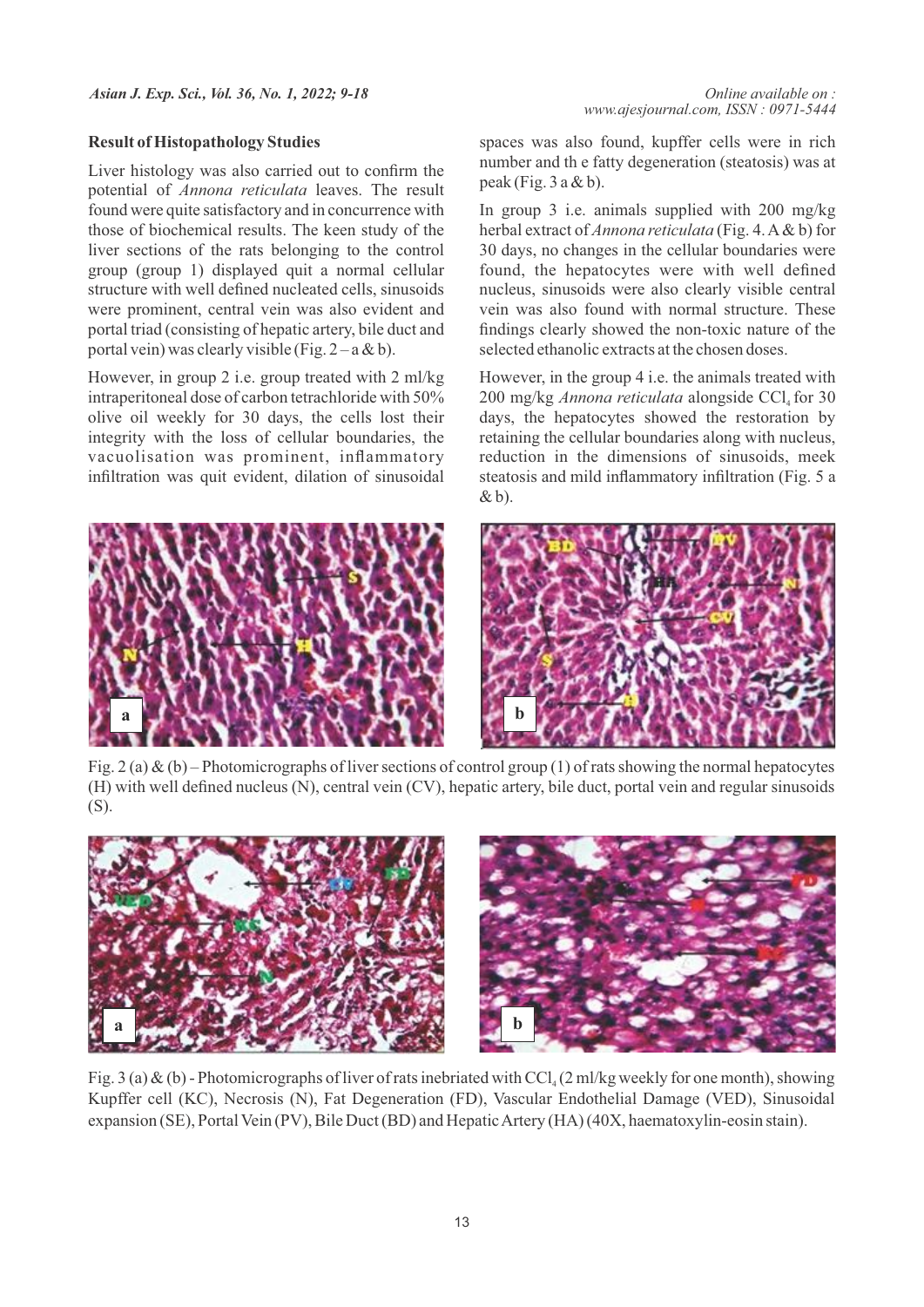### Result of Histopathology Studies

Liver histology was also carried out to confirm the potential of *Annona reticulata* leaves. The result found were quite satisfactory and in concurrence with those of biochemical results. The keen study of the liver sections of the rats belonging to the control group (group 1) displayed quit a normal cellular structure with well defined nucleated cells, sinusoids were prominent, central vein was also evident and portal triad (consisting of hepatic artery, bile duct and portal vein) was clearly visible (Fig. 2 – a & b).

However, in group 2 i.e. group treated with 2 ml/kg intraperitoneal dose of carbon tetrachloride with 50% olive oil weekly for 30 days, the cells lost their integrity with the loss of cellular boundaries, the vacuolisation was prominent, inflammatory infiltration was quit evident, dilation of sinusoidal spaces was also found, kupffer cells were in rich number and th e fatty degeneration (steatosis) was at peak (Fig. 3 a & b).

In group 3 i.e. animals supplied with 200 mg/kg herbal extract of *Annona reticulata* (Fig. 4. A & b) for 30 days, no changes in the cellular boundaries were found, the hepatocytes were with well defined nucleus, sinusoids were also clearly visible central vein was also found with normal structure. These findings clearly showed the non-toxic nature of the selected ethanolic extracts at the chosen doses.

However, in the group 4 i.e. the animals treated with 200 mg/kg *Annona reticulata* alongside $CCl_4$ for 30 days, the hepatocytes showed the restoration by retaining the cellular boundaries along with nucleus, reduction in the dimensions of sinusoids, meek steatosis and mild inflammatory infiltration (Fig. 5 a & b).

Fig. 2 (a) & (b) – Photomicrographs of liver sections of control group (1) of rats showing the normal hepatocytes (H) with well defined nucleus (N), central vein (CV), hepatic artery, bile duct, portal vein and regular sinusoids (S).

Fig. 3 (a) & (b) - Photomicrographs of liver of rats inebriated with $CCl_4$ (2 ml/kg weekly for one month), showing Kupffer cell (KC), Necrosis (N), Fat Degeneration (FD), Vascular Endothelial Damage (VED), Sinusoidal expansion (SE), Portal Vein (PV), Bile Duct (BD) and Hepatic Artery (HA) (40X, haematoxylin-eosin stain).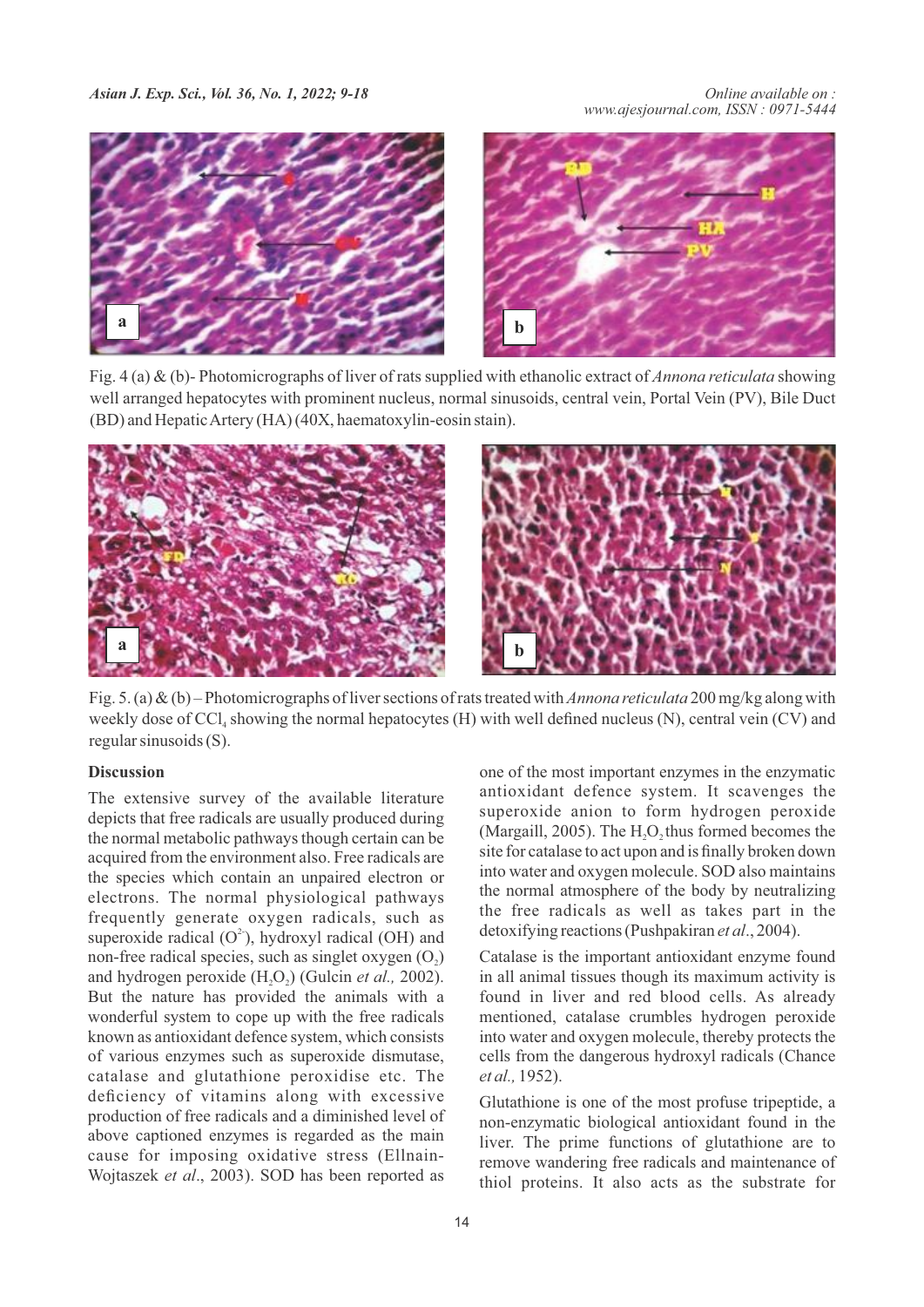Fig. 4 (a) & (b)- Photomicrographs of liver of rats supplied with ethanolic extract of *Annona reticulata* showing well arranged hepatocytes with prominent nucleus, normal sinusoids, central vein, Portal Vein (PV), Bile Duct (BD) and Hepatic Artery (HA) (40X, haematoxylin-eosin stain).

Fig. 5. (a) & (b) – Photomicrographs of liver sections of rats treated with *Annona reticulata* 200 mg/kg along with weekly dose of $CCl_4$ showing the normal hepatocytes (H) with well defined nucleus (N), central vein (CV) and regular sinusoids (S).

## Discussion

The extensive survey of the available literature depicts that free radicals are usually produced during the normal metabolic pathways though certain can be acquired from the environment also. Free radicals are the species which contain an unpaired electron or electrons. The normal physiological pathways frequently generate oxygen radicals, such as superoxide radical ($O^{2-}$), hydroxyl radical (OH) and non-free radical species, such as singlet oxygen ($O_2$) and hydrogen peroxide ($H_2O_2$) (Gulcin *et al.,* 2002). But the nature has provided the animals with a wonderful system to cope up with the free radicals known as antioxidant defence system, which consists of various enzymes such as superoxide dismutase, catalase and glutathione peroxidise etc. The deficiency of vitamins along with excessive production of free radicals and a diminished level of above captioned enzymes is regarded as the main cause for imposing oxidative stress (Ellnain-Wojtaszek *et al*., 2003). SOD has been reported as one of the most important enzymes in the enzymatic antioxidant defence system. It scavenges the superoxide anion to form hydrogen peroxide (Margaill, 2005). The $H_2O_2$ thus formed becomes the site for catalase to act upon and is finally broken down into water and oxygen molecule. SOD also maintains the normal atmosphere of the body by neutralizing the free radicals as well as takes part in the detoxifying reactions (Pushpakiran *et al*., 2004).

Catalase is the important antioxidant enzyme found in all animal tissues though its maximum activity is found in liver and red blood cells. As already mentioned, catalase crumbles hydrogen peroxide into water and oxygen molecule, thereby protects the cells from the dangerous hydroxyl radicals (Chance *et al.,* 1952).

Glutathione is one of the most profuse tripeptide, a non-enzymatic biological antioxidant found in the liver. The prime functions of glutathione are to remove wandering free radicals and maintenance of thiol proteins. It also acts as the substrate for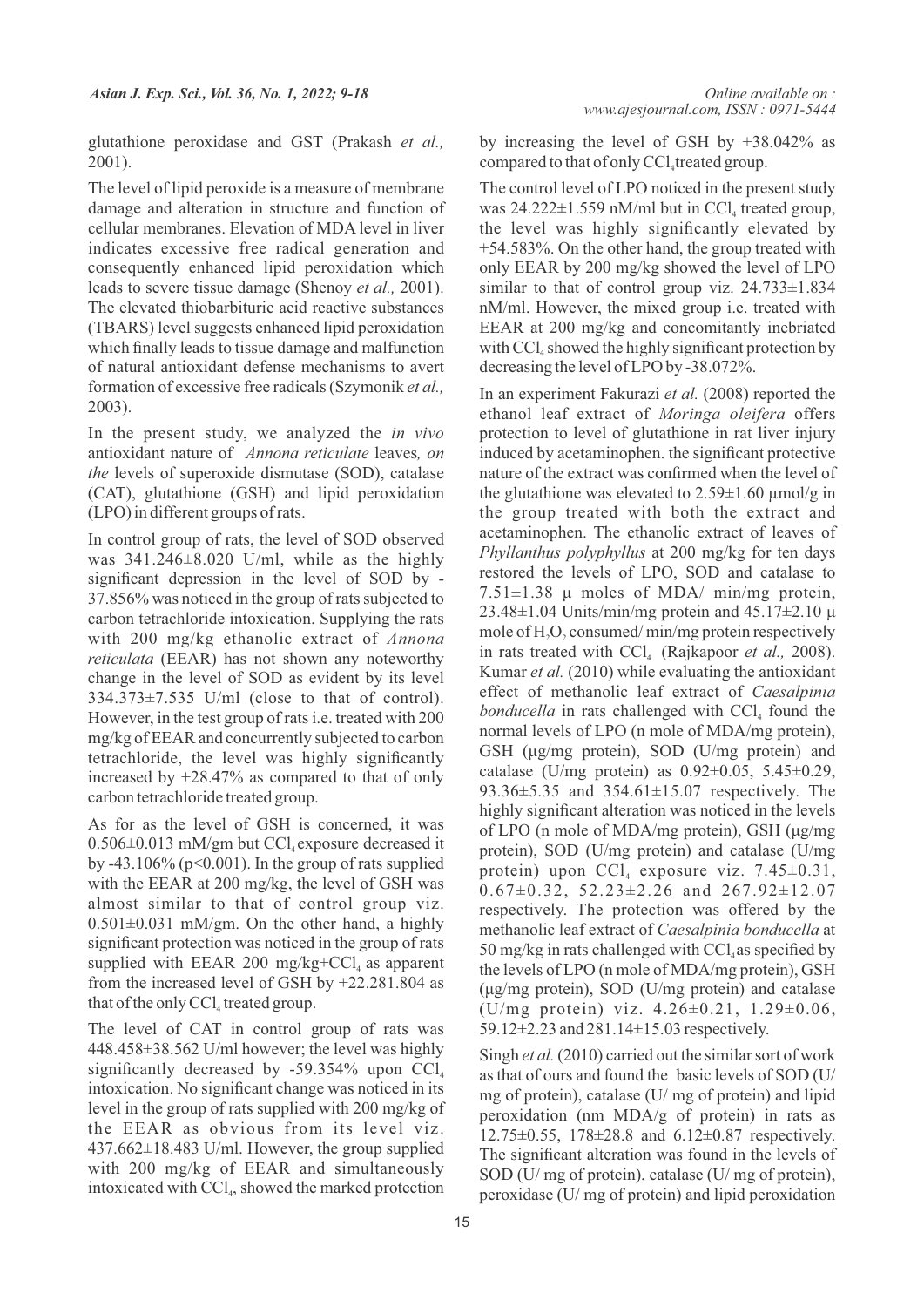glutathione peroxidase and GST (Prakash *et al.,* 2001).

The level of lipid peroxide is a measure of membrane damage and alteration in structure and function of cellular membranes. Elevation of MDA level in liver indicates excessive free radical generation and consequently enhanced lipid peroxidation which leads to severe tissue damage (Shenoy *et al.,* 2001). The elevated thiobarbituric acid reactive substances (TBARS) level suggests enhanced lipid peroxidation which finally leads to tissue damage and malfunction of natural antioxidant defense mechanisms to avert formation of excessive free radicals (Szymonik *et al.,* 2003).

In the present study, we analyzed the *in vivo* antioxidant nature of *Annona reticulate* leaves*, on the* levels of superoxide dismutase (SOD), catalase (CAT), glutathione (GSH) and lipid peroxidation (LPO) in different groups of rats.

In control group of rats, the level of SOD observed was 341.246±8.020 U/ml, while as the highly significant depression in the level of SOD by -37.856% was noticed in the group of rats subjected to carbon tetrachloride intoxication. Supplying the rats with 200 mg/kg ethanolic extract of *Annona reticulata* (EEAR) has not shown any noteworthy change in the level of SOD as evident by its level 334.373±7.535 U/ml (close to that of control). However, in the test group of rats i.e. treated with 200 mg/kg of EEAR and concurrently subjected to carbon tetrachloride, the level was highly significantly increased by +28.47% as compared to that of only carbon tetrachloride treated group.

As for as the level of GSH is concerned, it was 0.506±0.013 mM/gm but $CCl_4$ exposure decreased it by -43.106% ($p<0.001$). In the group of rats supplied with the EEAR at 200 mg/kg, the level of GSH was almost similar to that of control group viz. 0.501±0.031 mM/gm. On the other hand, a highly significant protection was noticed in the group of rats supplied with EEAR 200 mg/kg+$CCl_4$ as apparent from the increased level of GSH by +22.281.804 as that of the only $CCl_4$ treated group.

The level of CAT in control group of rats was 448.458±38.562 U/ml however; the level was highly significantly decreased by -59.354% upon $CCl_4$ intoxication. No significant change was noticed in its level in the group of rats supplied with 200 mg/kg of the EEAR as obvious from its level viz. 437.662±18.483 U/ml. However, the group supplied with 200 mg/kg of EEAR and simultaneously intoxicated with $CCl_4$, showed the marked protection by increasing the level of GSH by +38.042% as compared to that of only $CCl_4$ treated group.

The control level of LPO noticed in the present study was 24.222±1.559 nM/ml but in $CCl_4$ treated group, the level was highly significantly elevated by +54.583%. On the other hand, the group treated with only EEAR by 200 mg/kg showed the level of LPO similar to that of control group viz. 24.733±1.834 nM/ml. However, the mixed group i.e. treated with EEAR at 200 mg/kg and concomitantly inebriated with $CCl_4$ showed the highly significant protection by decreasing the level of LPO by -38.072%.

In an experiment Fakurazi *et al.* (2008) reported the ethanol leaf extract of *Moringa oleifera* offers protection to level of glutathione in rat liver injury induced by acetaminophen. the significant protective nature of the extract was confirmed when the level of the glutathione was elevated to 2.59±1.60 µmol/g in the group treated with both the extract and acetaminophen. The ethanolic extract of leaves of *Phyllanthus polyphyllus* at 200 mg/kg for ten days restored the levels of LPO, SOD and catalase to 7.51±1.38 µ moles of MDA/ min/mg protein, 23.48±1.04 Units/min/mg protein and 45.17±2.10 µ mole of $H_2O_2$ consumed/ min/mg protein respectively in rats treated with $CCl_4$ (Rajkapoor *et al.,* 2008). Kumar *et al.* (2010) while evaluating the antioxidant effect of methanolic leaf extract of *Caesalpinia bonducella* in rats challenged with $CCl_4$ found the normal levels of LPO (n mole of MDA/mg protein), GSH (µg/mg protein), SOD (U/mg protein) and catalase (U/mg protein) as 0.92±0.05, 5.45±0.29, 93.36±5.35 and 354.61±15.07 respectively. The highly significant alteration was noticed in the levels of LPO (n mole of MDA/mg protein), GSH (µg/mg protein), SOD (U/mg protein) and catalase (U/mg protein) upon $CCl_4$ exposure viz. 7.45±0.31, 0.67±0.32, 52.23±2.26 and 267.92±12.07 respectively. The protection was offered by the methanolic leaf extract of *Caesalpinia bonducella* at 50 mg/kg in rats challenged with $CCl_4$ as specified by the levels of LPO (n mole of MDA/mg protein), GSH (µg/mg protein), SOD (U/mg protein) and catalase (U/mg protein) viz. 4.26±0.21, 1.29±0.06, 59.12±2.23 and 281.14±15.03 respectively.

Singh *et al.* (2010) carried out the similar sort of work as that of ours and found the basic levels of SOD (U/ mg of protein), catalase (U/ mg of protein) and lipid peroxidation (nm MDA/g of protein) in rats as 12.75±0.55, 178±28.8 and 6.12±0.87 respectively. The significant alteration was found in the levels of SOD (U/ mg of protein), catalase (U/ mg of protein), peroxidase (U/ mg of protein) and lipid peroxidation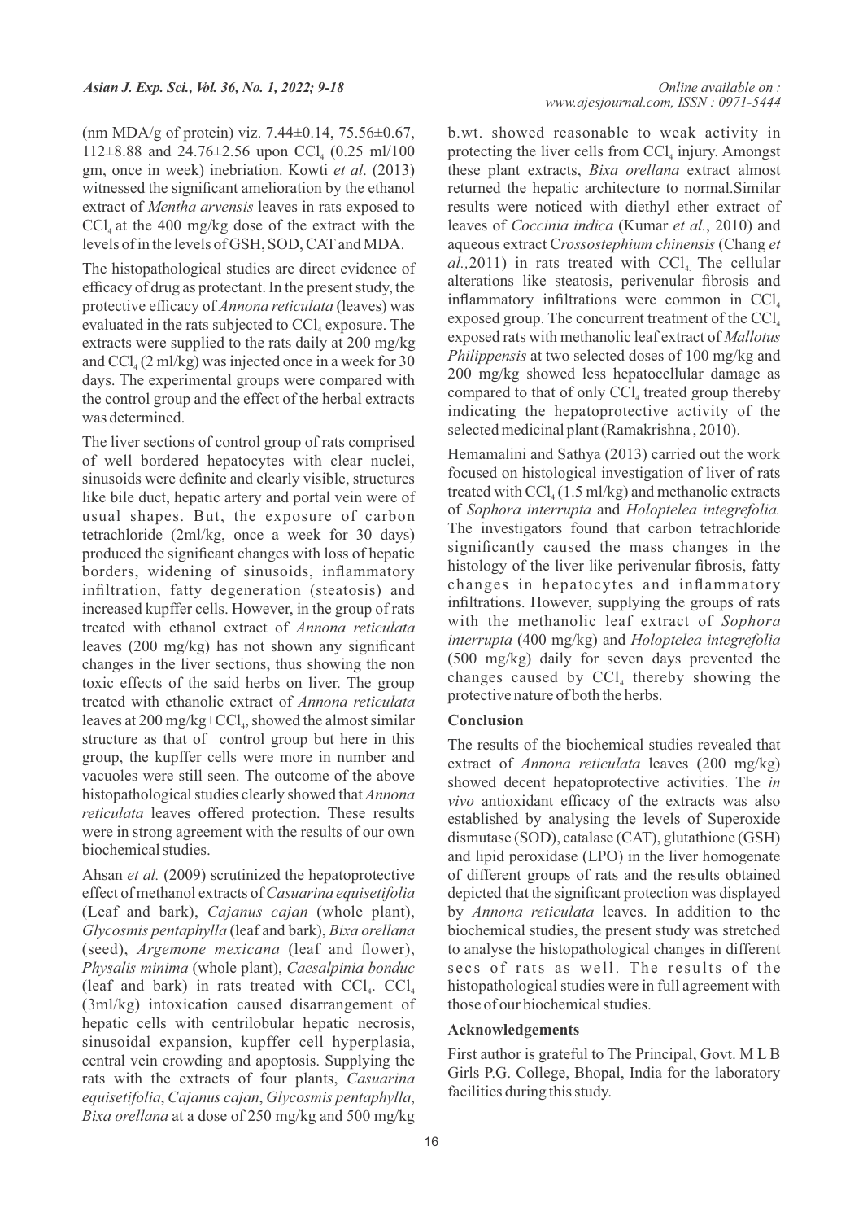(nm MDA/g of protein) viz. 7.44±0.14, 75.56±0.67, 112±8.88 and 24.76±2.56 upon $CCl_4$ (0.25 ml/100 gm, once in week) inebriation. Kowti *et al*. (2013) witnessed the significant amelioration by the ethanol extract of *Mentha arvensis* leaves in rats exposed to $CCl_4$ at the 400 mg/kg dose of the extract with the levels of in the levels of GSH, SOD, CAT and MDA.

The histopathological studies are direct evidence of efficacy of drug as protectant. In the present study, the protective efficacy of *Annona reticulata* (leaves) was evaluated in the rats subjected to $CCl_4$ exposure. The extracts were supplied to the rats daily at 200 mg/kg and $CCl_4$ (2 ml/kg) was injected once in a week for 30 days. The experimental groups were compared with the control group and the effect of the herbal extracts was determined.

The liver sections of control group of rats comprised of well bordered hepatocytes with clear nuclei, sinusoids were definite and clearly visible, structures like bile duct, hepatic artery and portal vein were of usual shapes. But, the exposure of carbon tetrachloride (2ml/kg, once a week for 30 days) produced the significant changes with loss of hepatic borders, widening of sinusoids, inflammatory infiltration, fatty degeneration (steatosis) and increased kupffer cells. However, in the group of rats treated with ethanol extract of *Annona reticulata* leaves (200 mg/kg) has not shown any significant changes in the liver sections, thus showing the non toxic effects of the said herbs on liver. The group treated with ethanolic extract of *Annona reticulata* leaves at 200 mg/kg+$CCl_4$, showed the almost similar structure as that of control group but here in this group, the kupffer cells were more in number and vacuoles were still seen. The outcome of the above histopathological studies clearly showed that *Annona reticulata* leaves offered protection. These results were in strong agreement with the results of our own biochemical studies.

Ahsan *et al.* (2009) scrutinized the hepatoprotective effect of methanol extracts of *Casuarina equisetifolia* (Leaf and bark), *Cajanus cajan* (whole plant), *Glycosmis pentaphylla* (leaf and bark), *Bixa orellana* (seed), *Argemone mexicana* (leaf and flower), *Physalis minima* (whole plant), *Caesalpinia bonduc* (leaf and bark) in rats treated with $CCl_4$. $CCl_4$ (3ml/kg) intoxication caused disarrangement of hepatic cells with centrilobular hepatic necrosis, sinusoidal expansion, kupffer cell hyperplasia, central vein crowding and apoptosis. Supplying the rats with the extracts of four plants, *Casuarina equisetifolia*, *Cajanus cajan*, *Glycosmis pentaphylla*, *Bixa orellana* at a dose of 250 mg/kg and 500 mg/kg b.wt. showed reasonable to weak activity in protecting the liver cells from $CCl_4$ injury. Amongst these plant extracts, *Bixa orellana* extract almost returned the hepatic architecture to normal.Similar results were noticed with diethyl ether extract of leaves of *Coccinia indica* (Kumar *et al.*, 2010) and aqueous extract C*rossostephium chinensis* (Chang *et al.,*2011) in rats treated with $CCl_4$. The cellular alterations like steatosis, perivenular fibrosis and inflammatory infiltrations were common in $CCl_4$ exposed group. The concurrent treatment of the $CCl_4$ exposed rats with methanolic leaf extract of *Mallotus Philippensis* at two selected doses of 100 mg/kg and 200 mg/kg showed less hepatocellular damage as compared to that of only $CCl_4$ treated group thereby indicating the hepatoprotective activity of the selected medicinal plant (Ramakrishna , 2010).

Hemamalini and Sathya (2013) carried out the work focused on histological investigation of liver of rats treated with $CCl_4$ (1.5 ml/kg) and methanolic extracts of *Sophora interrupta* and *Holoptelea integrefolia.* The investigators found that carbon tetrachloride significantly caused the mass changes in the histology of the liver like perivenular fibrosis, fatty changes in hepatocytes and inflammatory infiltrations. However, supplying the groups of rats with the methanolic leaf extract of *Sophora interrupta* (400 mg/kg) and *Holoptelea integrefolia* (500 mg/kg) daily for seven days prevented the changes caused by $CCl_4$ thereby showing the protective nature of both the herbs.

## Conclusion

The results of the biochemical studies revealed that extract of *Annona reticulata* leaves (200 mg/kg) showed decent hepatoprotective activities. The *in vivo* antioxidant efficacy of the extracts was also established by analysing the levels of Superoxide dismutase (SOD), catalase (CAT), glutathione (GSH) and lipid peroxidase (LPO) in the liver homogenate of different groups of rats and the results obtained depicted that the significant protection was displayed by *Annona reticulata* leaves. In addition to the biochemical studies, the present study was stretched to analyse the histopathological changes in different secs of rats as well. The results of the histopathological studies were in full agreement with those of our biochemical studies.

## Acknowledgements

First author is grateful to The Principal, Govt. M L B Girls P.G. College, Bhopal, India for the laboratory facilities during this study.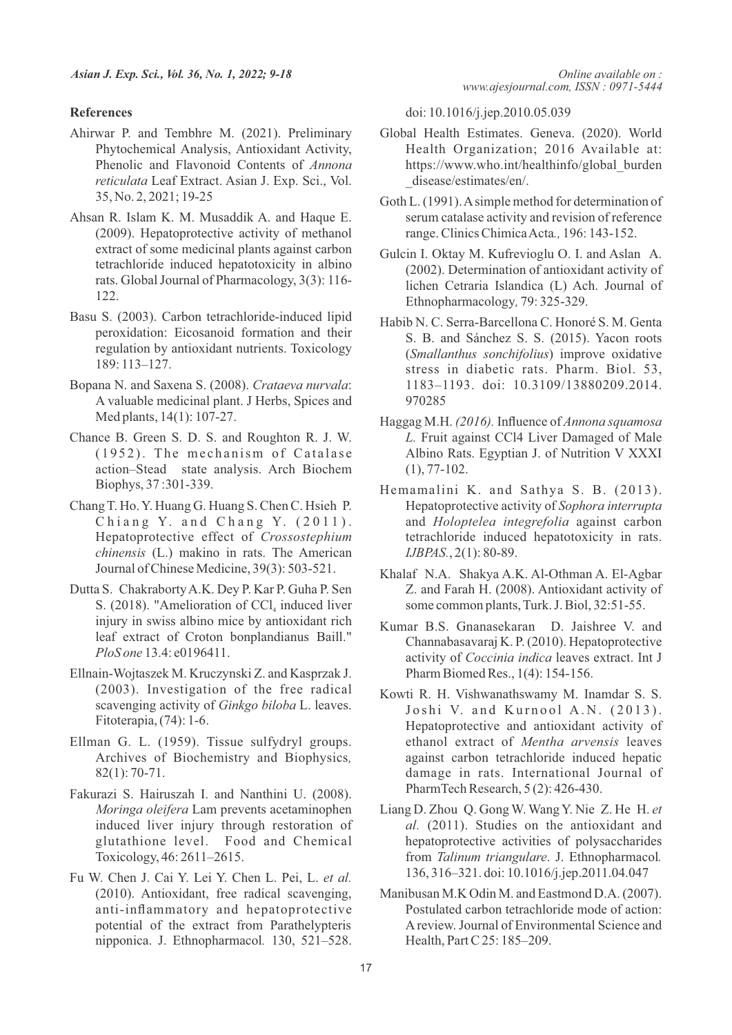## References

Ahirwar P. and Tembhre M. (2021). Preliminary Phytochemical Analysis, Antioxidant Activity, Phenolic and Flavonoid Contents of *Annona reticulata* Leaf Extract. Asian J. Exp. Sci., Vol. 35, No. 2, 2021; 19-25

Ahsan R. Islam K. M. Musaddik A. and Haque E. (2009). Hepatoprotective activity of methanol extract of some medicinal plants against carbon tetrachloride induced hepatotoxicity in albino rats. Global Journal of Pharmacology, 3(3): 116-122.

Basu S. (2003). Carbon tetrachloride-induced lipid peroxidation: Eicosanoid formation and their regulation by antioxidant nutrients. Toxicology 189: 113–127.

Bopana N. and Saxena S. (2008). *Crataeva nurvala*: A valuable medicinal plant. J Herbs, Spices and Med plants, 14(1): 107-27.

Chance B. Green S. D. S. and Roughton R. J. W. (1952). The mechanism of Catalase action–Stead state analysis. Arch Biochem Biophys, 37 :301-339.

Chang T. Ho. Y. Huang G. Huang S. Chen C. Hsieh P. Chiang Y. and Chang Y. (2011). Hepatoprotective effect of *Crossostephium chinensis* (L.) makino in rats. The American Journal of Chinese Medicine, 39(3): 503-521.

Dutta S. Chakraborty A.K. Dey P. Kar P. Guha P. Sen S. (2018). "Amelioration of $CCl_4$ induced liver injury in swiss albino mice by antioxidant rich leaf extract of Croton bonplandianus Baill." *PloS one* 13.4: e0196411.

Ellnain-Wojtaszek M. Kruczynski Z. and Kasprzak J. (2003). Investigation of the free radical scavenging activity of *Ginkgo biloba* L. leaves. Fitoterapia, (74): 1-6.

Ellman G. L. (1959). Tissue sulfydryl groups. Archives of Biochemistry and Biophysics, 82(1): 70-71.

Fakurazi S. Hairuszah I. and Nanthini U. (2008). *Moringa oleifera* Lam prevents acetaminophen induced liver injury through restoration of glutathione level. Food and Chemical Toxicology, 46: 2611–2615.

Fu W. Chen J. Cai Y. Lei Y. Chen L. Pei, L. *et al.* (2010). Antioxidant, free radical scavenging, anti-inflammatory and hepatoprotective potential of the extract from Parathelypteris nipponica. J. Ethnopharmacol. 130, 521–528. doi: 10.1016/j.jep.2010.05.039

Global Health Estimates. Geneva. (2020). World Health Organization; 2016 Available at: https://www.who.int/healthinfo/global_burden_disease/estimates/en/.

Goth L. (1991). A simple method for determination of serum catalase activity and revision of reference range. Clinics Chimica Acta., 196: 143-152.

Gulcin I. Oktay M. Kufrevioglu O. I. and Aslan A. (2002). Determination of antioxidant activity of lichen Cetraria Islandica (L) Ach. Journal of Ethnopharmacology, 79: 325-329.

Habib N. C. Serra-Barcellona C. Honoré S. M. Genta S. B. and Sánchez S. S. (2015). Yacon roots (*Smallanthus sonchifolius*) improve oxidative stress in diabetic rats. Pharm. Biol. 53, 1183–1193. doi: 10.3109/13880209.2014.970285

Haggag M.H. *(2016).* Influence of *Annona squamosa L.* Fruit against CCl4 Liver Damaged of Male Albino Rats. Egyptian J. of Nutrition V XXXI (1), 77-102.

Hemamalini K. and Sathya S. B. (2013). Hepatoprotective activity of *Sophora interrupta* and *Holoptelea integrefolia* against carbon tetrachloride induced hepatotoxicity in rats. *IJBPAS.*, 2(1): 80-89.

Khalaf N.A. Shakya A.K. Al-Othman A. El-Agbar Z. and Farah H. (2008). Antioxidant activity of some common plants, Turk. J. Biol, 32:51-55.

Kumar B.S. Gnanasekaran D. Jaishree V. and Channabasavaraj K. P. (2010). Hepatoprotective activity of *Coccinia indica* leaves extract. Int J Pharm Biomed Res., 1(4): 154-156.

Kowti R. H. Vishwanathswamy M. Inamdar S. S. Joshi V. and Kurnool A.N. (2013). Hepatoprotective and antioxidant activity of ethanol extract of *Mentha arvensis* leaves against carbon tetrachloride induced hepatic damage in rats. International Journal of PharmTech Research, 5 (2): 426-430.

Liang D. Zhou Q. Gong W. Wang Y. Nie Z. He H. *et al.* (2011). Studies on the antioxidant and hepatoprotective activities of polysaccharides from *Talinum triangulare*. J. Ethnopharmacol. 136, 316–321. doi: 10.1016/j.jep.2011.04.047

Manibusan M.K Odin M. and Eastmond D.A. (2007). Postulated carbon tetrachloride mode of action: A review. Journal of Environmental Science and Health, Part C 25: 185–209.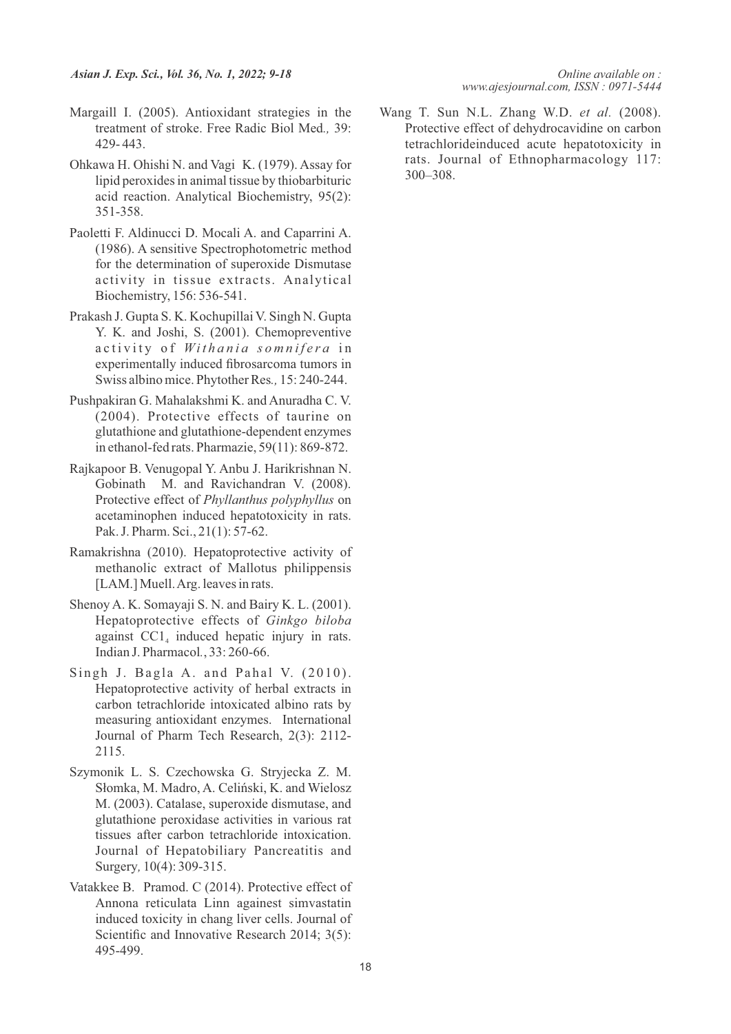Margaill I. (2005). Antioxidant strategies in the treatment of stroke. Free Radic Biol Med*.,* 39: 429- 443.

Ohkawa H. Ohishi N. and Vagi K. (1979). Assay for lipid peroxides in animal tissue by thiobarbituric acid reaction. Analytical Biochemistry, 95(2): 351-358.

Paoletti F. Aldinucci D. Mocali A. and Caparrini A. (1986). A sensitive Spectrophotometric method for the determination of superoxide Dismutase activity in tissue extracts. Analytical Biochemistry, 156: 536-541.

Prakash J. Gupta S. K. Kochupillai V. Singh N. Gupta Y. K. and Joshi, S. (2001). Chemopreventive activity of *Withania somnifera* in experimentally induced fibrosarcoma tumors in Swiss albino mice. Phytother Res*.,* 15: 240-244.

Pushpakiran G. Mahalakshmi K. and Anuradha C. V. (2004). Protective effects of taurine on glutathione and glutathione-dependent enzymes in ethanol-fed rats. Pharmazie, 59(11): 869-872.

Rajkapoor B. Venugopal Y. Anbu J. Harikrishnan N. Gobinath M. and Ravichandran V. (2008). Protective effect of *Phyllanthus polyphyllus* on acetaminophen induced hepatotoxicity in rats. Pak. J. Pharm. Sci., 21(1): 57-62.

Ramakrishna (2010). Hepatoprotective activity of methanolic extract of Mallotus philippensis [LAM.] Muell. Arg. leaves in rats.

Shenoy A. K. Somayaji S. N. and Bairy K. L. (2001). Hepatoprotective effects of *Ginkgo biloba* against $CC1_4$ induced hepatic injury in rats. Indian J. Pharmacol*.*, 33: 260-66.

Singh J. Bagla A. and Pahal V. (2010). Hepatoprotective activity of herbal extracts in carbon tetrachloride intoxicated albino rats by measuring antioxidant enzymes. International Journal of Pharm Tech Research, 2(3): 2112-2115.

Szymonik L. S. Czechowska G. Stryjecka Z. M. Słomka, M. Madro, A. Celiński, K. and Wielosz M. (2003). Catalase, superoxide dismutase, and glutathione peroxidase activities in various rat tissues after carbon tetrachloride intoxication. Journal of Hepatobiliary Pancreatitis and Surgery*,* 10(4): 309-315.

Vatakkee B. Pramod. C (2014). Protective effect of Annona reticulata Linn againest simvastatin induced toxicity in chang liver cells. Journal of Scientific and Innovative Research 2014; 3(5): 495-499.

Wang T. Sun N.L. Zhang W.D. *et al*. (2008). Protective effect of dehydrocavidine on carbon tetrachlorideinduced acute hepatotoxicity in rats. Journal of Ethnopharmacology 117: 300–308.